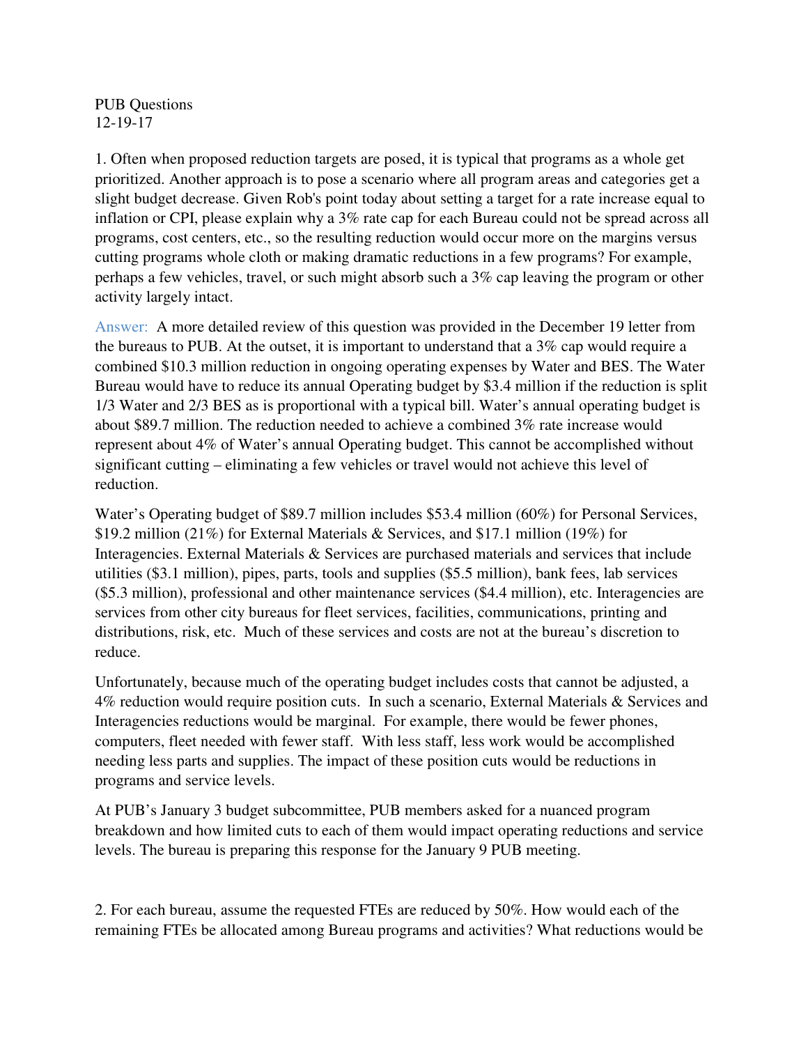PUB Questions
12-19-17

1. Often when proposed reduction targets are posed, it is typical that programs as a whole get prioritized. Another approach is to pose a scenario where all program areas and categories get a slight budget decrease. Given Rob's point today about setting a target for a rate increase equal to inflation or CPI, please explain why a 3% rate cap for each Bureau could not be spread across all programs, cost centers, etc., so the resulting reduction would occur more on the margins versus cutting programs whole cloth or making dramatic reductions in a few programs? For example, perhaps a few vehicles, travel, or such might absorb such a 3% cap leaving the program or other activity largely intact.

Answer: A more detailed review of this question was provided in the December 19 letter from the bureaus to PUB. At the outset, it is important to understand that a 3% cap would require a combined $10.3 million reduction in ongoing operating expenses by Water and BES. The Water Bureau would have to reduce its annual Operating budget by $3.4 million if the reduction is split 1/3 Water and 2/3 BES as is proportional with a typical bill. Water's annual operating budget is about $89.7 million. The reduction needed to achieve a combined 3% rate increase would represent about 4% of Water's annual Operating budget. This cannot be accomplished without significant cutting – eliminating a few vehicles or travel would not achieve this level of reduction.

Water's Operating budget of $89.7 million includes $53.4 million (60%) for Personal Services, $19.2 million (21%) for External Materials & Services, and $17.1 million (19%) for Interagencies. External Materials & Services are purchased materials and services that include utilities ($3.1 million), pipes, parts, tools and supplies ($5.5 million), bank fees, lab services ($5.3 million), professional and other maintenance services ($4.4 million), etc. Interagencies are services from other city bureaus for fleet services, facilities, communications, printing and distributions, risk, etc. Much of these services and costs are not at the bureau's discretion to reduce.

Unfortunately, because much of the operating budget includes costs that cannot be adjusted, a 4% reduction would require position cuts. In such a scenario, External Materials & Services and Interagencies reductions would be marginal. For example, there would be fewer phones, computers, fleet needed with fewer staff. With less staff, less work would be accomplished needing less parts and supplies. The impact of these position cuts would be reductions in programs and service levels.

At PUB's January 3 budget subcommittee, PUB members asked for a nuanced program breakdown and how limited cuts to each of them would impact operating reductions and service levels. The bureau is preparing this response for the January 9 PUB meeting.

2. For each bureau, assume the requested FTEs are reduced by 50%. How would each of the remaining FTEs be allocated among Bureau programs and activities? What reductions would be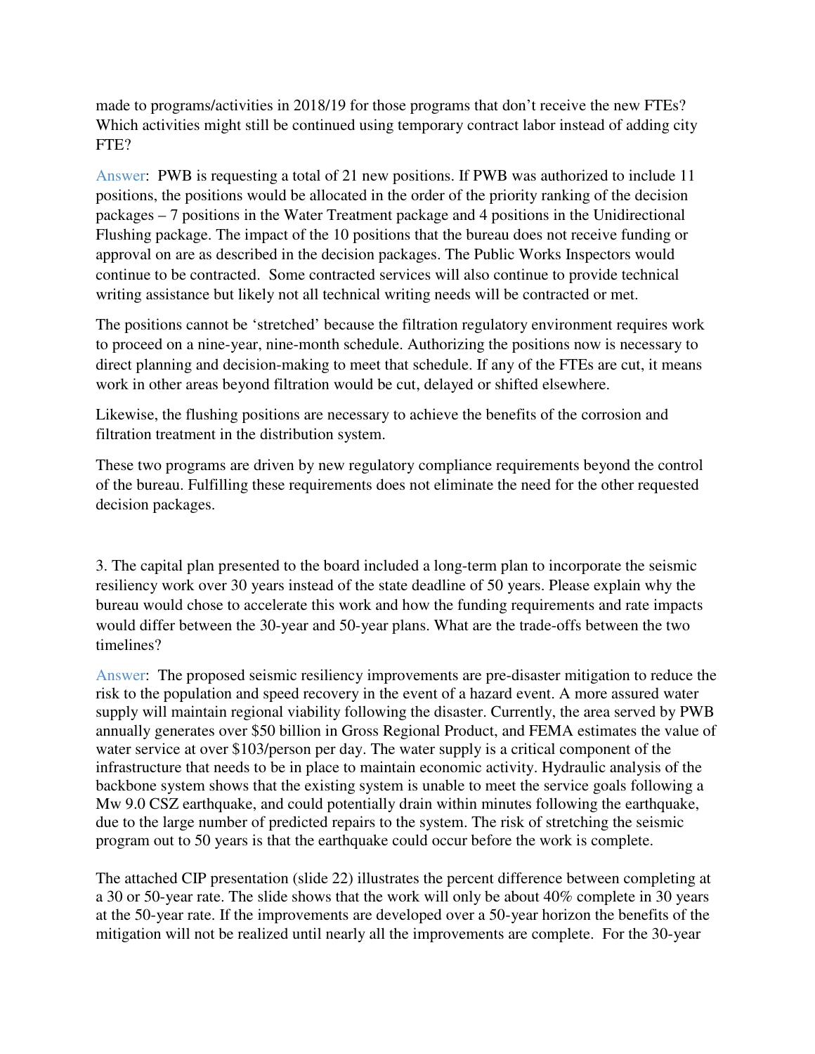made to programs/activities in 2018/19 for those programs that don't receive the new FTEs? Which activities might still be continued using temporary contract labor instead of adding city FTE?

Answer: PWB is requesting a total of 21 new positions. If PWB was authorized to include 11 positions, the positions would be allocated in the order of the priority ranking of the decision packages – 7 positions in the Water Treatment package and 4 positions in the Unidirectional Flushing package. The impact of the 10 positions that the bureau does not receive funding or approval on are as described in the decision packages. The Public Works Inspectors would continue to be contracted. Some contracted services will also continue to provide technical writing assistance but likely not all technical writing needs will be contracted or met.

The positions cannot be 'stretched' because the filtration regulatory environment requires work to proceed on a nine-year, nine-month schedule. Authorizing the positions now is necessary to direct planning and decision-making to meet that schedule. If any of the FTEs are cut, it means work in other areas beyond filtration would be cut, delayed or shifted elsewhere.

Likewise, the flushing positions are necessary to achieve the benefits of the corrosion and filtration treatment in the distribution system.

These two programs are driven by new regulatory compliance requirements beyond the control of the bureau. Fulfilling these requirements does not eliminate the need for the other requested decision packages.

3. The capital plan presented to the board included a long-term plan to incorporate the seismic resiliency work over 30 years instead of the state deadline of 50 years. Please explain why the bureau would chose to accelerate this work and how the funding requirements and rate impacts would differ between the 30-year and 50-year plans. What are the trade-offs between the two timelines?

Answer: The proposed seismic resiliency improvements are pre-disaster mitigation to reduce the risk to the population and speed recovery in the event of a hazard event. A more assured water supply will maintain regional viability following the disaster. Currently, the area served by PWB annually generates over $50 billion in Gross Regional Product, and FEMA estimates the value of water service at over $103/person per day. The water supply is a critical component of the infrastructure that needs to be in place to maintain economic activity. Hydraulic analysis of the backbone system shows that the existing system is unable to meet the service goals following a Mw 9.0 CSZ earthquake, and could potentially drain within minutes following the earthquake, due to the large number of predicted repairs to the system. The risk of stretching the seismic program out to 50 years is that the earthquake could occur before the work is complete.

The attached CIP presentation (slide 22) illustrates the percent difference between completing at a 30 or 50-year rate. The slide shows that the work will only be about 40% complete in 30 years at the 50-year rate. If the improvements are developed over a 50-year horizon the benefits of the mitigation will not be realized until nearly all the improvements are complete. For the 30-year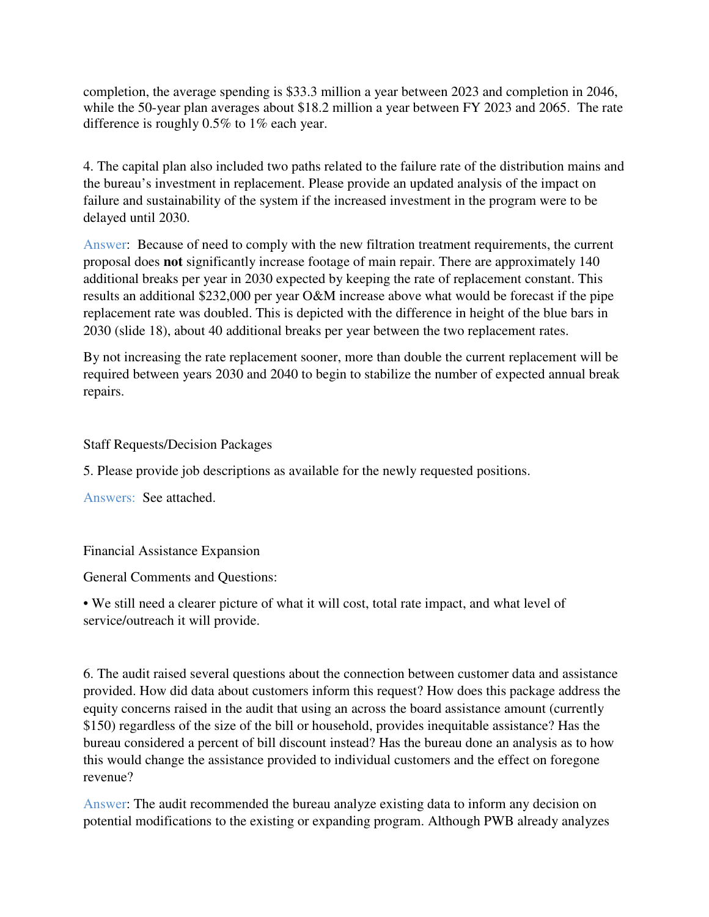completion, the average spending is $33.3 million a year between 2023 and completion in 2046, while the 50-year plan averages about $18.2 million a year between FY 2023 and 2065. The rate difference is roughly 0.5% to 1% each year.

4. The capital plan also included two paths related to the failure rate of the distribution mains and the bureau's investment in replacement. Please provide an updated analysis of the impact on failure and sustainability of the system if the increased investment in the program were to be delayed until 2030.

Answer: Because of need to comply with the new filtration treatment requirements, the current proposal does **not** significantly increase footage of main repair. There are approximately 140 additional breaks per year in 2030 expected by keeping the rate of replacement constant. This results an additional $232,000 per year O&M increase above what would be forecast if the pipe replacement rate was doubled. This is depicted with the difference in height of the blue bars in 2030 (slide 18), about 40 additional breaks per year between the two replacement rates.

By not increasing the rate replacement sooner, more than double the current replacement will be required between years 2030 and 2040 to begin to stabilize the number of expected annual break repairs.

Staff Requests/Decision Packages

5. Please provide job descriptions as available for the newly requested positions.

Answers: See attached.

Financial Assistance Expansion

General Comments and Questions:

• We still need a clearer picture of what it will cost, total rate impact, and what level of service/outreach it will provide.

6. The audit raised several questions about the connection between customer data and assistance provided. How did data about customers inform this request? How does this package address the equity concerns raised in the audit that using an across the board assistance amount (currently $150) regardless of the size of the bill or household, provides inequitable assistance? Has the bureau considered a percent of bill discount instead? Has the bureau done an analysis as to how this would change the assistance provided to individual customers and the effect on foregone revenue?

Answer: The audit recommended the bureau analyze existing data to inform any decision on potential modifications to the existing or expanding program. Although PWB already analyzes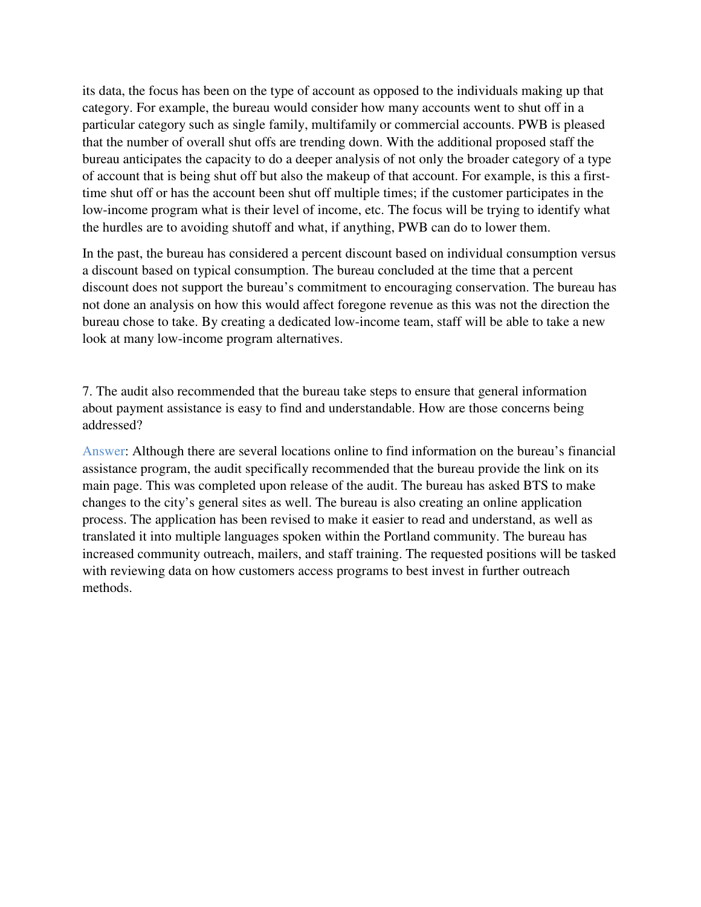its data, the focus has been on the type of account as opposed to the individuals making up that category. For example, the bureau would consider how many accounts went to shut off in a particular category such as single family, multifamily or commercial accounts. PWB is pleased that the number of overall shut offs are trending down. With the additional proposed staff the bureau anticipates the capacity to do a deeper analysis of not only the broader category of a type of account that is being shut off but also the makeup of that account. For example, is this a first-time shut off or has the account been shut off multiple times; if the customer participates in the low-income program what is their level of income, etc. The focus will be trying to identify what the hurdles are to avoiding shutoff and what, if anything, PWB can do to lower them.

In the past, the bureau has considered a percent discount based on individual consumption versus a discount based on typical consumption. The bureau concluded at the time that a percent discount does not support the bureau's commitment to encouraging conservation. The bureau has not done an analysis on how this would affect foregone revenue as this was not the direction the bureau chose to take. By creating a dedicated low-income team, staff will be able to take a new look at many low-income program alternatives.

7. The audit also recommended that the bureau take steps to ensure that general information about payment assistance is easy to find and understandable. How are those concerns being addressed?

Answer: Although there are several locations online to find information on the bureau's financial assistance program, the audit specifically recommended that the bureau provide the link on its main page. This was completed upon release of the audit. The bureau has asked BTS to make changes to the city's general sites as well. The bureau is also creating an online application process. The application has been revised to make it easier to read and understand, as well as translated it into multiple languages spoken within the Portland community. The bureau has increased community outreach, mailers, and staff training. The requested positions will be tasked with reviewing data on how customers access programs to best invest in further outreach methods.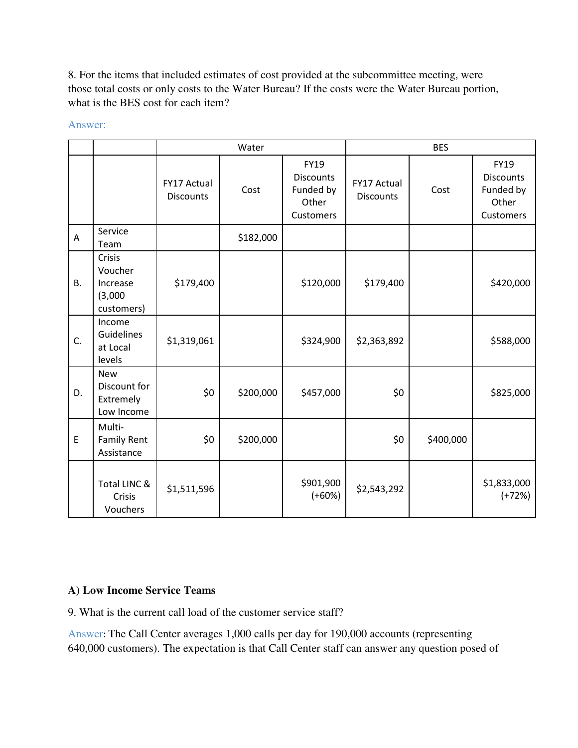8. For the items that included estimates of cost provided at the subcommittee meeting, were those total costs or only costs to the Water Bureau? If the costs were the Water Bureau portion, what is the BES cost for each item?

Answer:

| | | Water | | | BES | | |
|---|---|---|---|---|---|---|---|
| | | FY17 Actual Discounts | Cost | FY19 Discounts Funded by Other Customers | FY17 Actual Discounts | Cost | FY19 Discounts Funded by Other Customers |
| A | Service Team | | $182,000 | | | | |
| B. | Crisis Voucher Increase (3,000 customers) | $179,400 | | $120,000 | $179,400 | | $420,000 |
| C. | Income Guidelines at Local levels | $1,319,061 | | $324,900 | $2,363,892 | | $588,000 |
| D. | New Discount for Extremely Low Income | $0 | $200,000 | $457,000 | $0 | | $825,000 |
| E | Multi-Family Rent Assistance | $0 | $200,000 | | $0 | $400,000 | |
| | Total LINC & Crisis Vouchers | $1,511,596 | | $901,900 (+60%) | $2,543,292 | | $1,833,000 (+72%) |

**A) Low Income Service Teams**

9. What is the current call load of the customer service staff?

Answer: The Call Center averages 1,000 calls per day for 190,000 accounts (representing 640,000 customers). The expectation is that Call Center staff can answer any question posed of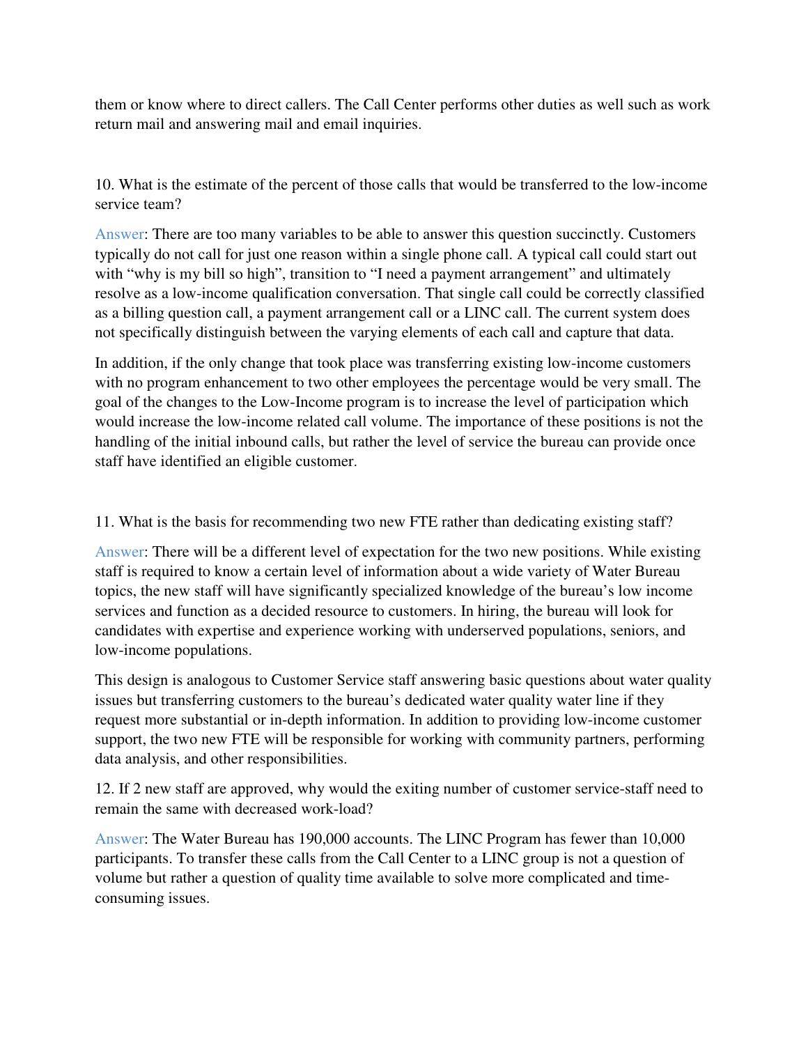them or know where to direct callers. The Call Center performs other duties as well such as work return mail and answering mail and email inquiries.

10. What is the estimate of the percent of those calls that would be transferred to the low-income service team?

Answer: There are too many variables to be able to answer this question succinctly. Customers typically do not call for just one reason within a single phone call. A typical call could start out with "why is my bill so high", transition to "I need a payment arrangement" and ultimately resolve as a low-income qualification conversation. That single call could be correctly classified as a billing question call, a payment arrangement call or a LINC call. The current system does not specifically distinguish between the varying elements of each call and capture that data.

In addition, if the only change that took place was transferring existing low-income customers with no program enhancement to two other employees the percentage would be very small. The goal of the changes to the Low-Income program is to increase the level of participation which would increase the low-income related call volume. The importance of these positions is not the handling of the initial inbound calls, but rather the level of service the bureau can provide once staff have identified an eligible customer.

11. What is the basis for recommending two new FTE rather than dedicating existing staff?

Answer: There will be a different level of expectation for the two new positions. While existing staff is required to know a certain level of information about a wide variety of Water Bureau topics, the new staff will have significantly specialized knowledge of the bureau's low income services and function as a decided resource to customers. In hiring, the bureau will look for candidates with expertise and experience working with underserved populations, seniors, and low-income populations.

This design is analogous to Customer Service staff answering basic questions about water quality issues but transferring customers to the bureau's dedicated water quality water line if they request more substantial or in-depth information. In addition to providing low-income customer support, the two new FTE will be responsible for working with community partners, performing data analysis, and other responsibilities.

12. If 2 new staff are approved, why would the exiting number of customer service-staff need to remain the same with decreased work-load?

Answer: The Water Bureau has 190,000 accounts. The LINC Program has fewer than 10,000 participants. To transfer these calls from the Call Center to a LINC group is not a question of volume but rather a question of quality time available to solve more complicated and time-consuming issues.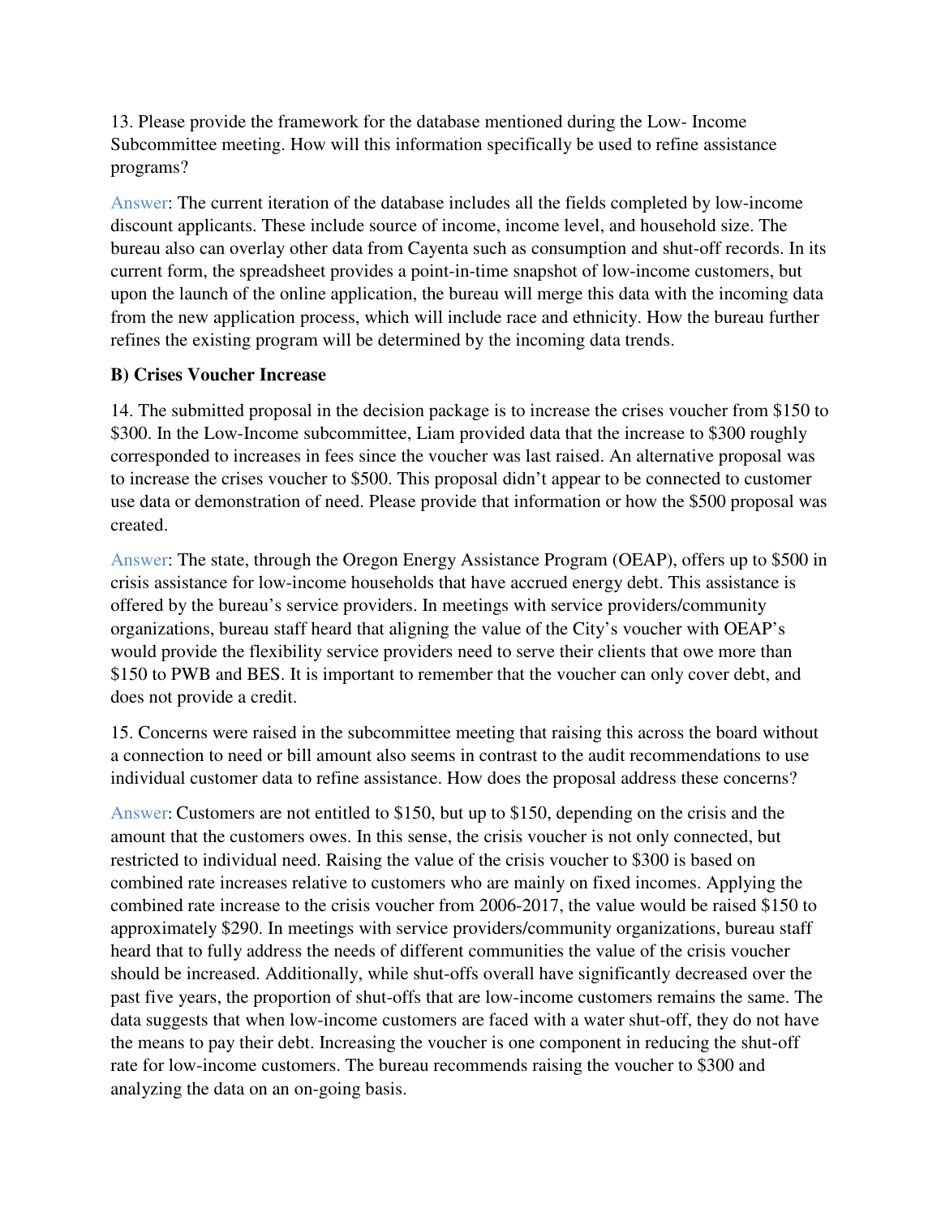13. Please provide the framework for the database mentioned during the Low- Income Subcommittee meeting. How will this information specifically be used to refine assistance programs?

Answer: The current iteration of the database includes all the fields completed by low-income discount applicants. These include source of income, income level, and household size. The bureau also can overlay other data from Cayenta such as consumption and shut-off records. In its current form, the spreadsheet provides a point-in-time snapshot of low-income customers, but upon the launch of the online application, the bureau will merge this data with the incoming data from the new application process, which will include race and ethnicity. How the bureau further refines the existing program will be determined by the incoming data trends.

**B) Crises Voucher Increase**

14. The submitted proposal in the decision package is to increase the crises voucher from $150 to $300. In the Low-Income subcommittee, Liam provided data that the increase to $300 roughly corresponded to increases in fees since the voucher was last raised. An alternative proposal was to increase the crises voucher to $500. This proposal didn't appear to be connected to customer use data or demonstration of need. Please provide that information or how the $500 proposal was created.

Answer: The state, through the Oregon Energy Assistance Program (OEAP), offers up to $500 in crisis assistance for low-income households that have accrued energy debt. This assistance is offered by the bureau's service providers. In meetings with service providers/community organizations, bureau staff heard that aligning the value of the City's voucher with OEAP's would provide the flexibility service providers need to serve their clients that owe more than $150 to PWB and BES. It is important to remember that the voucher can only cover debt, and does not provide a credit.

15. Concerns were raised in the subcommittee meeting that raising this across the board without a connection to need or bill amount also seems in contrast to the audit recommendations to use individual customer data to refine assistance. How does the proposal address these concerns?

Answer: Customers are not entitled to $150, but up to $150, depending on the crisis and the amount that the customers owes. In this sense, the crisis voucher is not only connected, but restricted to individual need. Raising the value of the crisis voucher to $300 is based on combined rate increases relative to customers who are mainly on fixed incomes. Applying the combined rate increase to the crisis voucher from 2006-2017, the value would be raised $150 to approximately $290. In meetings with service providers/community organizations, bureau staff heard that to fully address the needs of different communities the value of the crisis voucher should be increased. Additionally, while shut-offs overall have significantly decreased over the past five years, the proportion of shut-offs that are low-income customers remains the same. The data suggests that when low-income customers are faced with a water shut-off, they do not have the means to pay their debt. Increasing the voucher is one component in reducing the shut-off rate for low-income customers. The bureau recommends raising the voucher to $300 and analyzing the data on an on-going basis.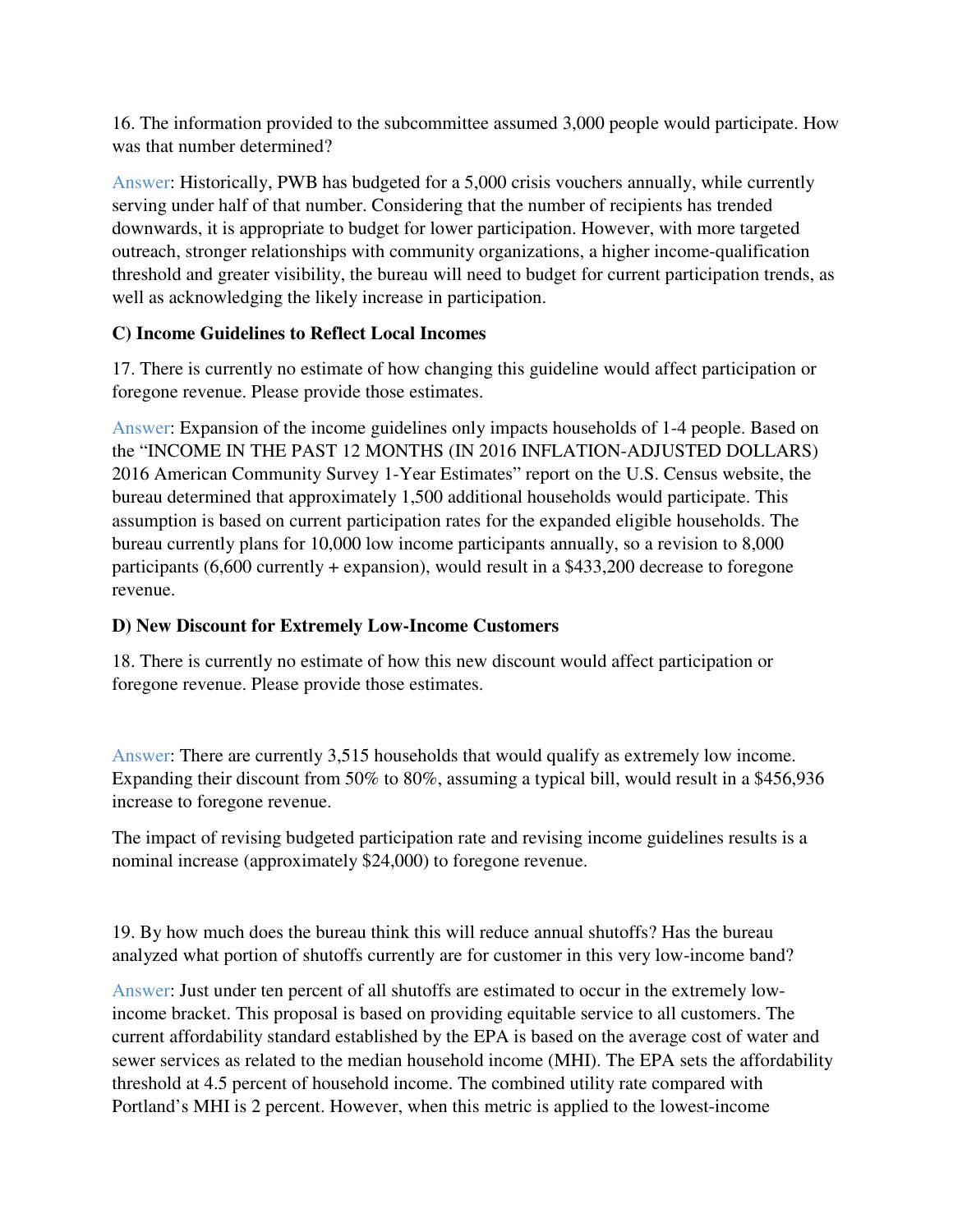16. The information provided to the subcommittee assumed 3,000 people would participate. How was that number determined?

Answer: Historically, PWB has budgeted for a 5,000 crisis vouchers annually, while currently serving under half of that number. Considering that the number of recipients has trended downwards, it is appropriate to budget for lower participation. However, with more targeted outreach, stronger relationships with community organizations, a higher income-qualification threshold and greater visibility, the bureau will need to budget for current participation trends, as well as acknowledging the likely increase in participation.

**C) Income Guidelines to Reflect Local Incomes**

17. There is currently no estimate of how changing this guideline would affect participation or foregone revenue. Please provide those estimates.

Answer: Expansion of the income guidelines only impacts households of 1-4 people. Based on the "INCOME IN THE PAST 12 MONTHS (IN 2016 INFLATION-ADJUSTED DOLLARS) 2016 American Community Survey 1-Year Estimates" report on the U.S. Census website, the bureau determined that approximately 1,500 additional households would participate. This assumption is based on current participation rates for the expanded eligible households. The bureau currently plans for 10,000 low income participants annually, so a revision to 8,000 participants (6,600 currently + expansion), would result in a $433,200 decrease to foregone revenue.

**D) New Discount for Extremely Low-Income Customers**

18. There is currently no estimate of how this new discount would affect participation or foregone revenue. Please provide those estimates.

Answer: There are currently 3,515 households that would qualify as extremely low income. Expanding their discount from 50% to 80%, assuming a typical bill, would result in a $456,936 increase to foregone revenue.

The impact of revising budgeted participation rate and revising income guidelines results is a nominal increase (approximately $24,000) to foregone revenue.

19. By how much does the bureau think this will reduce annual shutoffs? Has the bureau analyzed what portion of shutoffs currently are for customer in this very low-income band?

Answer: Just under ten percent of all shutoffs are estimated to occur in the extremely low-income bracket. This proposal is based on providing equitable service to all customers. The current affordability standard established by the EPA is based on the average cost of water and sewer services as related to the median household income (MHI). The EPA sets the affordability threshold at 4.5 percent of household income. The combined utility rate compared with Portland's MHI is 2 percent. However, when this metric is applied to the lowest-income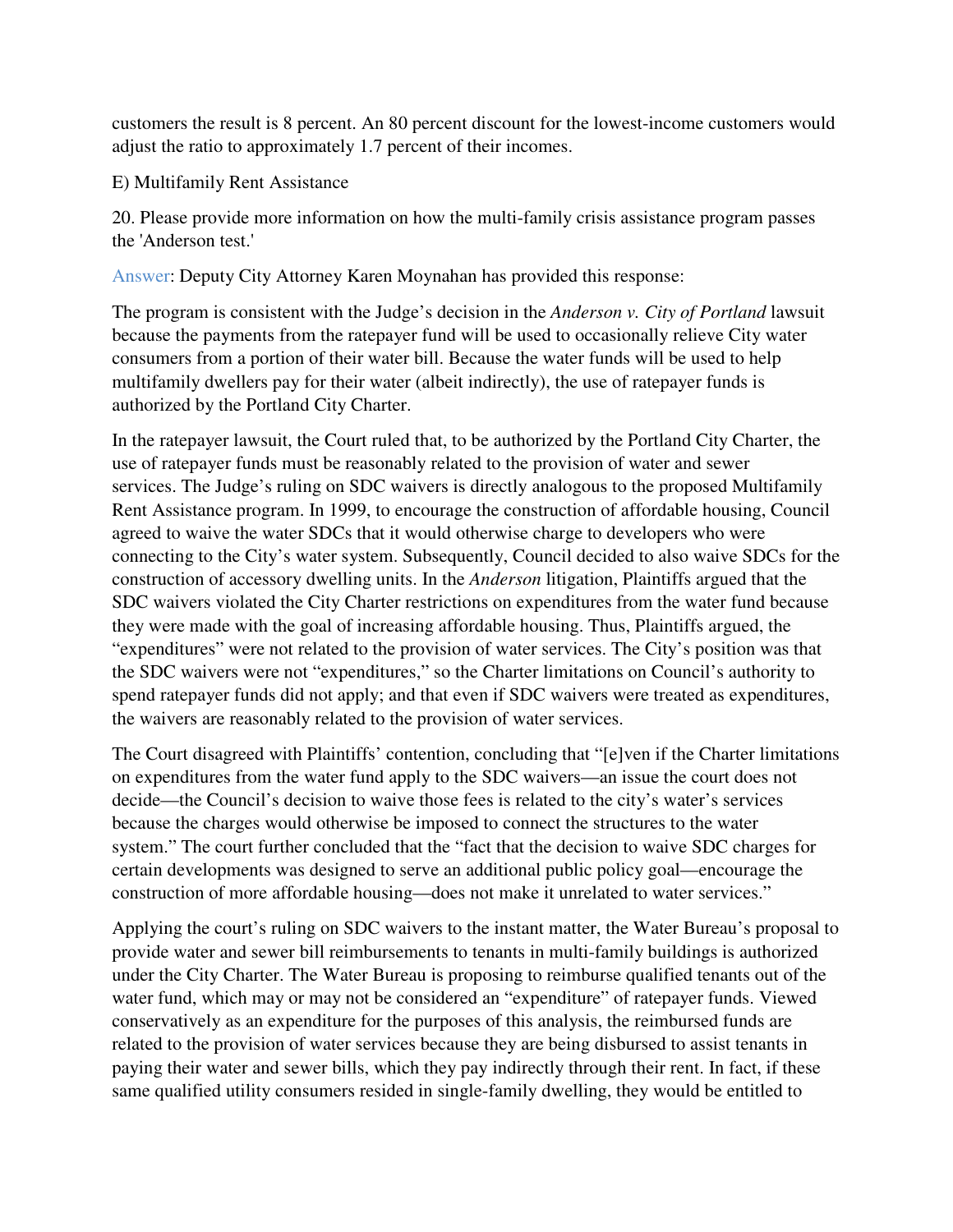customers the result is 8 percent. An 80 percent discount for the lowest-income customers would adjust the ratio to approximately 1.7 percent of their incomes.

E) Multifamily Rent Assistance

20. Please provide more information on how the multi-family crisis assistance program passes the 'Anderson test.'

Answer: Deputy City Attorney Karen Moynahan has provided this response:

The program is consistent with the Judge's decision in the *Anderson v. City of Portland* lawsuit because the payments from the ratepayer fund will be used to occasionally relieve City water consumers from a portion of their water bill. Because the water funds will be used to help multifamily dwellers pay for their water (albeit indirectly), the use of ratepayer funds is authorized by the Portland City Charter.

In the ratepayer lawsuit, the Court ruled that, to be authorized by the Portland City Charter, the use of ratepayer funds must be reasonably related to the provision of water and sewer services. The Judge's ruling on SDC waivers is directly analogous to the proposed Multifamily Rent Assistance program. In 1999, to encourage the construction of affordable housing, Council agreed to waive the water SDCs that it would otherwise charge to developers who were connecting to the City's water system. Subsequently, Council decided to also waive SDCs for the construction of accessory dwelling units. In the *Anderson* litigation, Plaintiffs argued that the SDC waivers violated the City Charter restrictions on expenditures from the water fund because they were made with the goal of increasing affordable housing. Thus, Plaintiffs argued, the "expenditures" were not related to the provision of water services. The City's position was that the SDC waivers were not "expenditures," so the Charter limitations on Council's authority to spend ratepayer funds did not apply; and that even if SDC waivers were treated as expenditures, the waivers are reasonably related to the provision of water services.

The Court disagreed with Plaintiffs' contention, concluding that "[e]ven if the Charter limitations on expenditures from the water fund apply to the SDC waivers—an issue the court does not decide—the Council's decision to waive those fees is related to the city's water's services because the charges would otherwise be imposed to connect the structures to the water system." The court further concluded that the "fact that the decision to waive SDC charges for certain developments was designed to serve an additional public policy goal—encourage the construction of more affordable housing—does not make it unrelated to water services."

Applying the court's ruling on SDC waivers to the instant matter, the Water Bureau's proposal to provide water and sewer bill reimbursements to tenants in multi-family buildings is authorized under the City Charter. The Water Bureau is proposing to reimburse qualified tenants out of the water fund, which may or may not be considered an "expenditure" of ratepayer funds. Viewed conservatively as an expenditure for the purposes of this analysis, the reimbursed funds are related to the provision of water services because they are being disbursed to assist tenants in paying their water and sewer bills, which they pay indirectly through their rent. In fact, if these same qualified utility consumers resided in single-family dwelling, they would be entitled to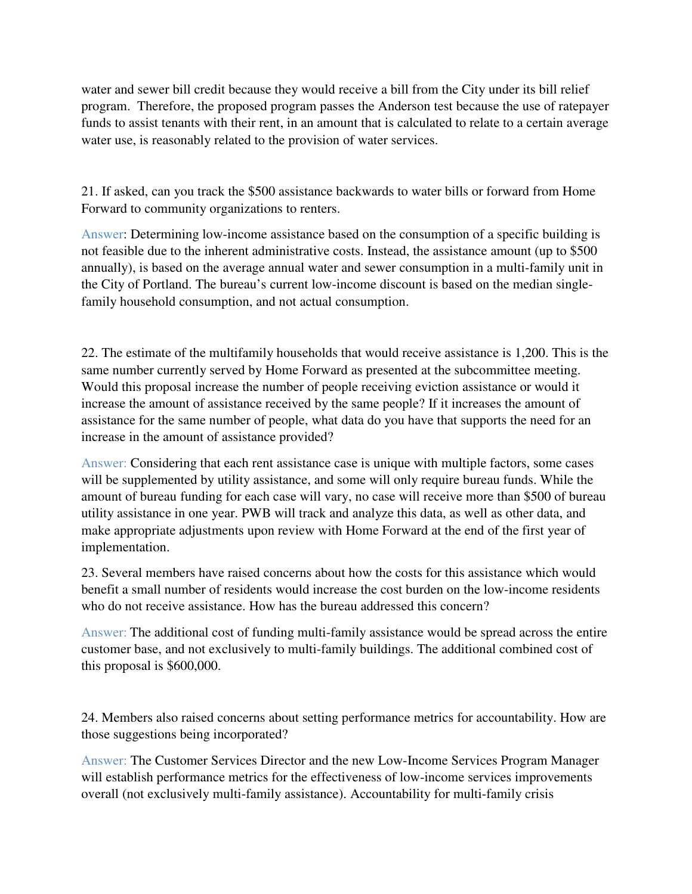water and sewer bill credit because they would receive a bill from the City under its bill relief program. Therefore, the proposed program passes the Anderson test because the use of ratepayer funds to assist tenants with their rent, in an amount that is calculated to relate to a certain average water use, is reasonably related to the provision of water services.

21. If asked, can you track the $500 assistance backwards to water bills or forward from Home Forward to community organizations to renters.

Answer: Determining low-income assistance based on the consumption of a specific building is not feasible due to the inherent administrative costs. Instead, the assistance amount (up to $500 annually), is based on the average annual water and sewer consumption in a multi-family unit in the City of Portland. The bureau's current low-income discount is based on the median single-family household consumption, and not actual consumption.

22. The estimate of the multifamily households that would receive assistance is 1,200. This is the same number currently served by Home Forward as presented at the subcommittee meeting. Would this proposal increase the number of people receiving eviction assistance or would it increase the amount of assistance received by the same people? If it increases the amount of assistance for the same number of people, what data do you have that supports the need for an increase in the amount of assistance provided?

Answer: Considering that each rent assistance case is unique with multiple factors, some cases will be supplemented by utility assistance, and some will only require bureau funds. While the amount of bureau funding for each case will vary, no case will receive more than $500 of bureau utility assistance in one year. PWB will track and analyze this data, as well as other data, and make appropriate adjustments upon review with Home Forward at the end of the first year of implementation.

23. Several members have raised concerns about how the costs for this assistance which would benefit a small number of residents would increase the cost burden on the low-income residents who do not receive assistance. How has the bureau addressed this concern?

Answer: The additional cost of funding multi-family assistance would be spread across the entire customer base, and not exclusively to multi-family buildings. The additional combined cost of this proposal is $600,000.

24. Members also raised concerns about setting performance metrics for accountability. How are those suggestions being incorporated?

Answer: The Customer Services Director and the new Low-Income Services Program Manager will establish performance metrics for the effectiveness of low-income services improvements overall (not exclusively multi-family assistance). Accountability for multi-family crisis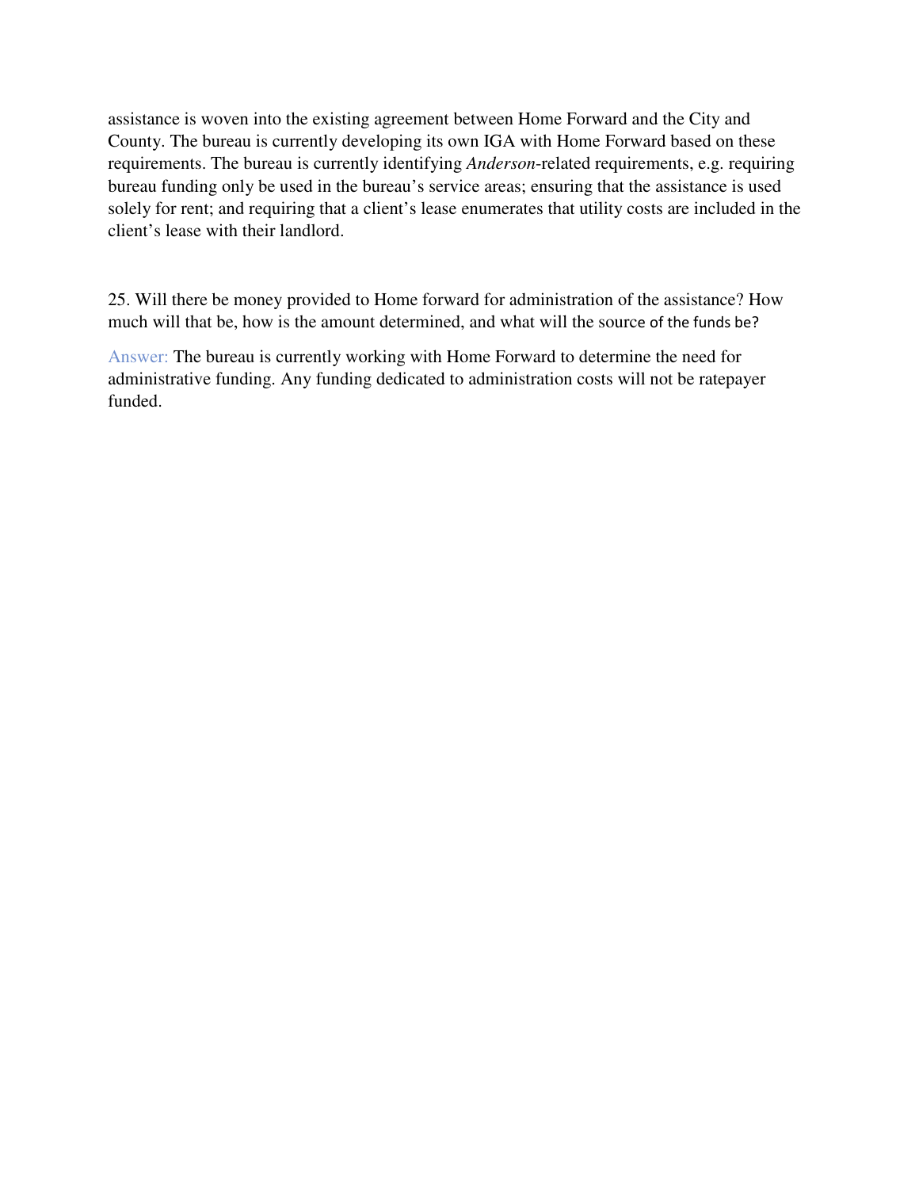assistance is woven into the existing agreement between Home Forward and the City and County. The bureau is currently developing its own IGA with Home Forward based on these requirements. The bureau is currently identifying *Anderson*-related requirements, e.g. requiring bureau funding only be used in the bureau's service areas; ensuring that the assistance is used solely for rent; and requiring that a client's lease enumerates that utility costs are included in the client's lease with their landlord.

25. Will there be money provided to Home forward for administration of the assistance? How much will that be, how is the amount determined, and what will the source of the funds be?

Answer: The bureau is currently working with Home Forward to determine the need for administrative funding. Any funding dedicated to administration costs will not be ratepayer funded.